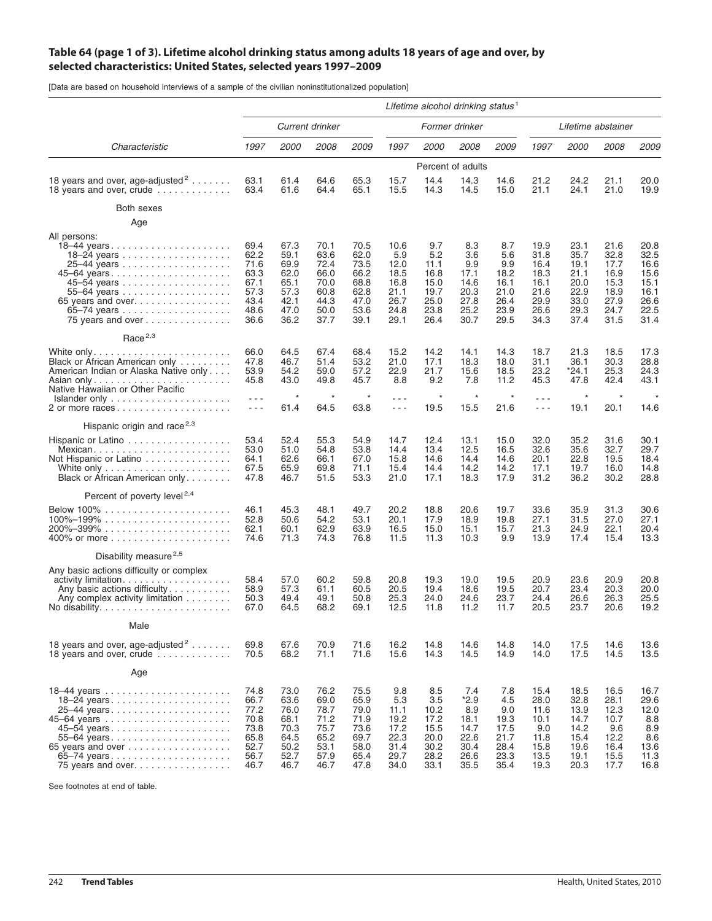**Table 64 (page 1 of 3). Lifetime alcohol drinking status among adults 18 years of age and over, by selected characteristics: United States, selected years 1997–2009**

[Data are based on household interviews of a sample of the civilian noninstitutionalized population]

| | *Lifetime alcohol drinking status*[1] | | | | | | | | | | | |
|---|---|---|---|---|---|---|---|---|---|---|---|---|
| | *Current drinker* | | | | *Former drinker* | | | | *Lifetime abstainer* | | | |
| *Characteristic* | *1997* | *2000* | *2008* | *2009* | *1997* | *2000* | *2008* | *2009* | *1997* | *2000* | *2008* | *2009* |
| | Percent of adults | | | | | | | | | | | |
| 18 years and over, age-adjusted[2] | 63.1 | 61.4 | 64.6 | 65.3 | 15.7 | 14.4 | 14.3 | 14.6 | 21.2 | 24.2 | 21.1 | 20.0 |
| 18 years and over, crude | 63.4 | 61.6 | 64.4 | 65.1 | 15.5 | 14.3 | 14.5 | 15.0 | 21.1 | 24.1 | 21.0 | 19.9 |
| Both sexes | | | | | | | | | | | | |
| Age | | | | | | | | | | | | |
| All persons: | | | | | | | | | | | | |
| 18–44 years | 69.4 | 67.3 | 70.1 | 70.5 | 10.6 | 9.7 | 8.3 | 8.7 | 19.9 | 23.1 | 21.6 | 20.8 |
| 18–24 years | 62.2 | 59.1 | 63.6 | 62.0 | 5.9 | 5.2 | 3.6 | 5.6 | 31.8 | 35.7 | 32.8 | 32.5 |
| 25–44 years | 71.6 | 69.9 | 72.4 | 73.5 | 12.0 | 11.1 | 9.9 | 9.9 | 16.4 | 19.1 | 17.7 | 16.6 |
| 45–64 years | 63.3 | 62.0 | 66.0 | 66.2 | 18.5 | 16.8 | 17.1 | 18.2 | 18.3 | 21.1 | 16.9 | 15.6 |
| 45–54 years | 67.1 | 65.1 | 70.0 | 68.8 | 16.8 | 15.0 | 14.6 | 16.1 | 16.1 | 20.0 | 15.3 | 15.1 |
| 55–64 years | 57.3 | 57.3 | 60.8 | 62.8 | 21.1 | 19.7 | 20.3 | 21.0 | 21.6 | 22.9 | 18.9 | 16.1 |
| 65 years and over | 43.4 | 42.1 | 44.3 | 47.0 | 26.7 | 25.0 | 27.8 | 26.4 | 29.9 | 33.0 | 27.9 | 26.6 |
| 65–74 years | 48.6 | 47.0 | 50.0 | 53.6 | 24.8 | 23.8 | 25.2 | 23.9 | 26.6 | 29.3 | 24.7 | 22.5 |
| 75 years and over | 36.6 | 36.2 | 37.7 | 39.1 | 29.1 | 26.4 | 30.7 | 29.5 | 34.3 | 37.4 | 31.5 | 31.4 |
| Race[2,3] | | | | | | | | | | | | |
| White only | 66.0 | 64.5 | 67.4 | 68.4 | 15.2 | 14.2 | 14.1 | 14.3 | 18.7 | 21.3 | 18.5 | 17.3 |
| Black or African American only | 47.8 | 46.7 | 51.4 | 53.2 | 21.0 | 17.1 | 18.3 | 18.0 | 31.1 | 36.1 | 30.3 | 28.8 |
| American Indian or Alaska Native only | 53.9 | 54.2 | 59.0 | 57.2 | 22.9 | 21.7 | 15.6 | 18.5 | 23.2 | *24.1 | 25.3 | 24.3 |
| Asian only | 45.8 | 43.0 | 49.8 | 45.7 | 8.8 | 9.2 | 7.8 | 11.2 | 45.3 | 47.8 | 42.4 | 43.1 |
| Native Hawaiian or Other Pacific Islander only | - - - | * | * | * | - - - | * | * | * | - - - | * | * | * |
| 2 or more races | - - - | 61.4 | 64.5 | 63.8 | - - - | 19.5 | 15.5 | 21.6 | - - - | 19.1 | 20.1 | 14.6 |
| Hispanic origin and race[2,3] | | | | | | | | | | | | |
| Hispanic or Latino | 53.4 | 52.4 | 55.3 | 54.9 | 14.7 | 12.4 | 13.1 | 15.0 | 32.0 | 35.2 | 31.6 | 30.1 |
| Mexican | 53.0 | 51.0 | 54.8 | 53.8 | 14.4 | 13.4 | 12.5 | 16.5 | 32.6 | 35.6 | 32.7 | 29.7 |
| Not Hispanic or Latino | 64.1 | 62.6 | 66.1 | 67.0 | 15.8 | 14.6 | 14.4 | 14.6 | 20.1 | 22.8 | 19.5 | 18.4 |
| White only | 67.5 | 65.9 | 69.8 | 71.1 | 15.4 | 14.4 | 14.2 | 14.2 | 17.1 | 19.7 | 16.0 | 14.8 |
| Black or African American only | 47.8 | 46.7 | 51.5 | 53.3 | 21.0 | 17.1 | 18.3 | 17.9 | 31.2 | 36.2 | 30.2 | 28.8 |
| Percent of poverty level[2,4] | | | | | | | | | | | | |
| Below 100% | 46.1 | 45.3 | 48.1 | 49.7 | 20.2 | 18.8 | 20.6 | 19.7 | 33.6 | 35.9 | 31.3 | 30.6 |
| 100%–199% | 52.8 | 50.6 | 54.2 | 53.1 | 20.1 | 17.9 | 18.9 | 19.8 | 27.1 | 31.5 | 27.0 | 27.1 |
| 200%–399% | 62.1 | 60.1 | 62.9 | 63.9 | 16.5 | 15.0 | 15.1 | 15.7 | 21.3 | 24.9 | 22.1 | 20.4 |
| 400% or more | 74.6 | 71.3 | 74.3 | 76.8 | 11.5 | 11.3 | 10.3 | 9.9 | 13.9 | 17.4 | 15.4 | 13.3 |
| Disability measure[2,5] | | | | | | | | | | | | |
| Any basic actions difficulty or complex activity limitation | 58.4 | 57.0 | 60.2 | 59.8 | 20.8 | 19.3 | 19.0 | 19.5 | 20.9 | 23.6 | 20.9 | 20.8 |
| Any basic actions difficulty | 58.9 | 57.3 | 61.1 | 60.5 | 20.5 | 19.4 | 18.6 | 19.5 | 20.7 | 23.4 | 20.3 | 20.0 |
| Any complex activity limitation | 50.3 | 49.4 | 49.1 | 50.8 | 25.3 | 24.0 | 24.6 | 23.7 | 24.4 | 26.6 | 26.3 | 25.5 |
| No disability | 67.0 | 64.5 | 68.2 | 69.1 | 12.5 | 11.8 | 11.2 | 11.7 | 20.5 | 23.7 | 20.6 | 19.2 |
| Male | | | | | | | | | | | | |
| 18 years and over, age-adjusted[2] | 69.8 | 67.6 | 70.9 | 71.6 | 16.2 | 14.8 | 14.6 | 14.8 | 14.0 | 17.5 | 14.6 | 13.6 |
| 18 years and over, crude | 70.5 | 68.2 | 71.1 | 71.6 | 15.6 | 14.3 | 14.5 | 14.9 | 14.0 | 17.5 | 14.5 | 13.5 |
| Age | | | | | | | | | | | | |
| 18–44 years | 74.8 | 73.0 | 76.2 | 75.5 | 9.8 | 8.5 | 7.4 | 7.8 | 15.4 | 18.5 | 16.5 | 16.7 |
| 18–24 years | 66.7 | 63.6 | 69.0 | 65.9 | 5.3 | 3.5 | *2.9 | 4.5 | 28.0 | 32.8 | 28.1 | 29.6 |
| 25–44 years | 77.2 | 76.0 | 78.7 | 79.0 | 11.1 | 10.2 | 8.9 | 9.0 | 11.6 | 13.9 | 12.3 | 12.0 |
| 45–64 years | 70.8 | 68.1 | 71.2 | 71.9 | 19.2 | 17.2 | 18.1 | 19.3 | 10.1 | 14.7 | 10.7 | 8.8 |
| 45–54 years | 73.8 | 70.3 | 75.7 | 73.6 | 17.2 | 15.5 | 14.7 | 17.5 | 9.0 | 14.2 | 9.6 | 8.9 |
| 55–64 years | 65.8 | 64.5 | 65.2 | 69.7 | 22.3 | 20.0 | 22.6 | 21.7 | 11.8 | 15.4 | 12.2 | 8.6 |
| 65 years and over | 52.7 | 50.2 | 53.1 | 58.0 | 31.4 | 30.2 | 30.4 | 28.4 | 15.8 | 19.6 | 16.4 | 13.6 |
| 65–74 years | 56.7 | 52.7 | 57.9 | 65.4 | 29.7 | 28.2 | 26.6 | 23.3 | 13.5 | 19.1 | 15.5 | 11.3 |
| 75 years and over | 46.7 | 46.7 | 46.7 | 47.8 | 34.0 | 33.1 | 35.5 | 35.4 | 19.3 | 20.3 | 17.7 | 16.8 |

See footnotes at end of table.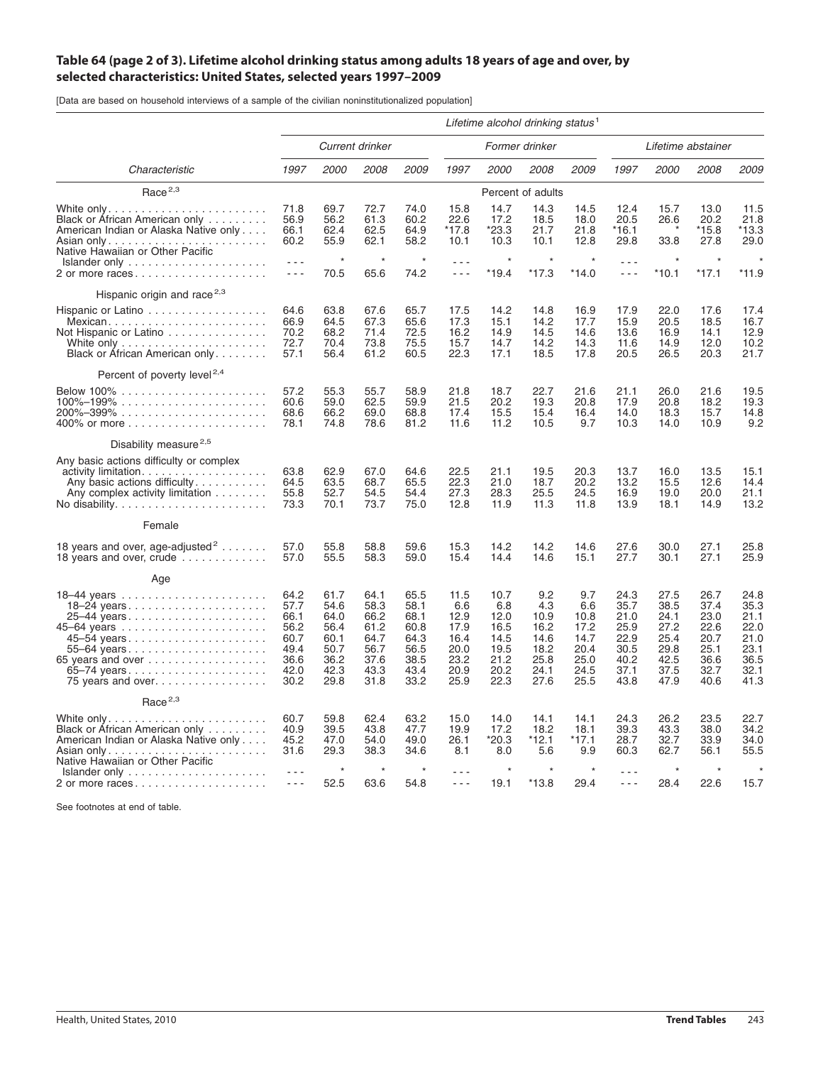# Table 64 (page 2 of 3). Lifetime alcohol drinking status among adults 18 years of age and over, by selected characteristics: United States, selected years 1997–2009

[Data are based on household interviews of a sample of the civilian noninstitutionalized population]

| Characteristic | Lifetime alcohol drinking status[1] | | | | | | | | | | | |
|---|---|---|---|---|---|---|---|---|---|---|---|---|
| | Current drinker | | | | Former drinker | | | | Lifetime abstainer | | | |
| | 1997 | 2000 | 2008 | 2009 | 1997 | 2000 | 2008 | 2009 | 1997 | 2000 | 2008 | 2009 |
| **Race[2,3]** | | | | | Percent of adults | | | | | | | |
| White only | 71.8 | 69.7 | 72.7 | 74.0 | 15.8 | 14.7 | 14.3 | 14.5 | 12.4 | 15.7 | 13.0 | 11.5 |
| Black or African American only | 56.9 | 56.2 | 61.3 | 60.2 | 22.6 | 17.2 | 18.5 | 18.0 | 20.5 | 26.6 | 20.2 | 21.8 |
| American Indian or Alaska Native only | 66.1 | 62.4 | 62.5 | 64.9 | *17.8 | *23.3 | 21.7 | 21.8 | *16.1 | * | *15.8 | *13.3 |
| Asian only | 60.2 | 55.9 | 62.1 | 58.2 | 10.1 | 10.3 | 10.1 | 12.8 | 29.8 | 33.8 | 27.8 | 29.0 |
| Native Hawaiian or Other Pacific Islander only | - - - | * | * | * | - - - | * | * | * | - - - | * | * | * |
| 2 or more races | - - - | 70.5 | 65.6 | 74.2 | - - - | *19.4 | *17.3 | *14.0 | - - - | *10.1 | *17.1 | *11.9 |
| **Hispanic origin and race[2,3]** | | | | | | | | | | | | |
| Hispanic or Latino | 64.6 | 63.8 | 67.6 | 65.7 | 17.5 | 14.2 | 14.8 | 16.9 | 17.9 | 22.0 | 17.6 | 17.4 |
| Mexican | 66.9 | 64.5 | 67.3 | 65.6 | 17.3 | 15.1 | 14.2 | 17.7 | 15.9 | 20.5 | 18.5 | 16.7 |
| Not Hispanic or Latino | 70.2 | 68.2 | 71.4 | 72.5 | 16.2 | 14.9 | 14.5 | 14.6 | 13.6 | 16.9 | 14.1 | 12.9 |
| White only | 72.7 | 70.4 | 73.8 | 75.5 | 15.7 | 14.7 | 14.2 | 14.3 | 11.6 | 14.9 | 12.0 | 10.2 |
| Black or African American only | 57.1 | 56.4 | 61.2 | 60.5 | 22.3 | 17.1 | 18.5 | 17.8 | 20.5 | 26.5 | 20.3 | 21.7 |
| **Percent of poverty level[2,4]** | | | | | | | | | | | | |
| Below 100% | 57.2 | 55.3 | 55.7 | 58.9 | 21.8 | 18.7 | 22.7 | 21.6 | 21.1 | 26.0 | 21.6 | 19.5 |
| 100%–199% | 60.6 | 59.0 | 62.5 | 59.9 | 21.5 | 20.2 | 19.3 | 20.8 | 17.9 | 20.8 | 18.2 | 19.3 |
| 200%–399% | 68.6 | 66.2 | 69.0 | 68.8 | 17.4 | 15.5 | 15.4 | 16.4 | 14.0 | 18.3 | 15.7 | 14.8 |
| 400% or more | 78.1 | 74.8 | 78.6 | 81.2 | 11.6 | 11.2 | 10.5 | 9.7 | 10.3 | 14.0 | 10.9 | 9.2 |
| **Disability measure[2,5]** | | | | | | | | | | | | |
| Any basic actions difficulty or complex activity limitation | 63.8 | 62.9 | 67.0 | 64.6 | 22.5 | 21.1 | 19.5 | 20.3 | 13.7 | 16.0 | 13.5 | 15.1 |
| Any basic actions difficulty | 64.5 | 63.5 | 68.7 | 65.5 | 22.3 | 21.0 | 18.7 | 20.2 | 13.2 | 15.5 | 12.6 | 14.4 |
| Any complex activity limitation | 55.8 | 52.7 | 54.5 | 54.4 | 27.3 | 28.3 | 25.5 | 24.5 | 16.9 | 19.0 | 20.0 | 21.1 |
| No disability | 73.3 | 70.1 | 73.7 | 75.0 | 12.8 | 11.9 | 11.3 | 11.8 | 13.9 | 18.1 | 14.9 | 13.2 |
| **Female** | | | | | | | | | | | | |
| 18 years and over, age-adjusted[2] | 57.0 | 55.8 | 58.8 | 59.6 | 15.3 | 14.2 | 14.2 | 14.6 | 27.6 | 30.0 | 27.1 | 25.8 |
| 18 years and over, crude | 57.0 | 55.5 | 58.3 | 59.0 | 15.4 | 14.4 | 14.6 | 15.1 | 27.7 | 30.1 | 27.1 | 25.9 |
| **Age** | | | | | | | | | | | | |
| 18–44 years | 64.2 | 61.7 | 64.1 | 65.5 | 11.5 | 10.7 | 9.2 | 9.7 | 24.3 | 27.5 | 26.7 | 24.8 |
| 18–24 years | 57.7 | 54.6 | 58.3 | 58.1 | 6.6 | 6.8 | 4.3 | 6.6 | 35.7 | 38.5 | 37.4 | 35.3 |
| 25–44 years | 66.1 | 64.0 | 66.2 | 68.1 | 12.9 | 12.0 | 10.9 | 10.8 | 21.0 | 24.1 | 23.0 | 21.1 |
| 45–64 years | 56.2 | 56.4 | 61.2 | 60.8 | 17.9 | 16.5 | 16.2 | 17.2 | 25.9 | 27.2 | 22.6 | 22.0 |
| 45–54 years | 60.7 | 60.1 | 64.7 | 64.3 | 16.4 | 14.5 | 14.6 | 14.7 | 22.9 | 25.4 | 20.7 | 21.0 |
| 55–64 years | 49.4 | 50.7 | 56.7 | 56.5 | 20.0 | 19.5 | 18.2 | 20.4 | 30.5 | 29.8 | 25.1 | 23.1 |
| 65 years and over | 36.6 | 36.2 | 37.6 | 38.5 | 23.2 | 21.2 | 25.8 | 25.0 | 40.2 | 42.5 | 36.6 | 36.5 |
| 65–74 years | 42.0 | 42.3 | 43.3 | 43.4 | 20.9 | 20.2 | 24.1 | 24.5 | 37.1 | 37.5 | 32.7 | 32.1 |
| 75 years and over | 30.2 | 29.8 | 31.8 | 33.2 | 25.9 | 22.3 | 27.6 | 25.5 | 43.8 | 47.9 | 40.6 | 41.3 |
| **Race[2,3]** | | | | | | | | | | | | |
| White only | 60.7 | 59.8 | 62.4 | 63.2 | 15.0 | 14.0 | 14.1 | 14.1 | 24.3 | 26.2 | 23.5 | 22.7 |
| Black or African American only | 40.9 | 39.5 | 43.8 | 47.7 | 19.9 | 17.2 | 18.2 | 18.1 | 39.3 | 43.3 | 38.0 | 34.2 |
| American Indian or Alaska Native only | 45.2 | 47.0 | 54.0 | 49.0 | 26.1 | *20.3 | *12.1 | *17.1 | 28.7 | 32.7 | 33.9 | 34.0 |
| Asian only | 31.6 | 29.3 | 38.3 | 34.6 | 8.1 | 8.0 | 5.6 | 9.9 | 60.3 | 62.7 | 56.1 | 55.5 |
| Native Hawaiian or Other Pacific Islander only | - - - | * | * | * | - - - | * | * | * | - - - | * | * | * |
| 2 or more races | - - - | 52.5 | 63.6 | 54.8 | - - - | 19.1 | *13.8 | 29.4 | - - - | 28.4 | 22.6 | 15.7 |

See footnotes at end of table.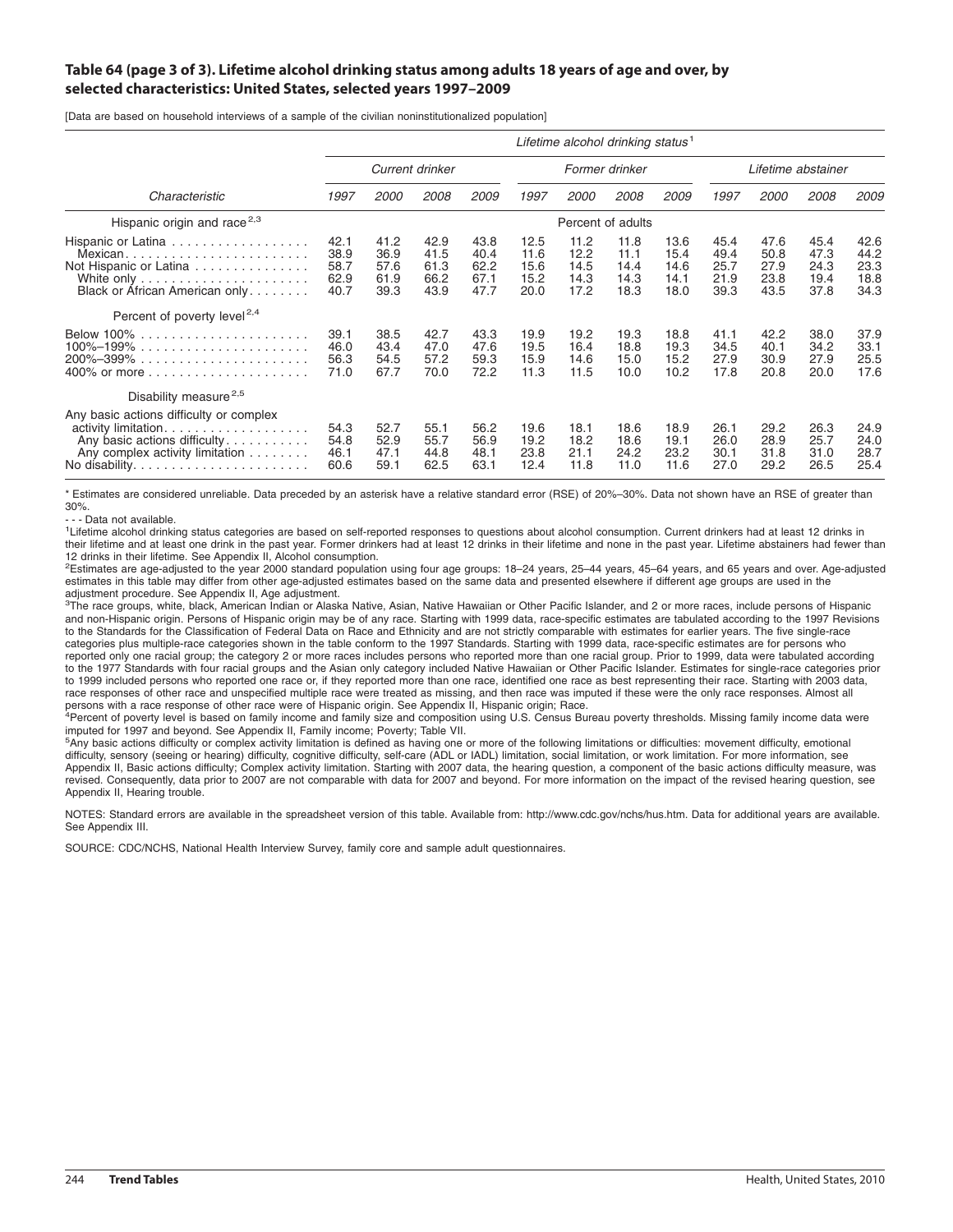### Table 64 (page 3 of 3). Lifetime alcohol drinking status among adults 18 years of age and over, by selected characteristics: United States, selected years 1997–2009

[Data are based on household interviews of a sample of the civilian noninstitutionalized population]

| | Lifetime alcohol drinking status[1] | | | | | | | | | | | |
|---|---|---|---|---|---|---|---|---|---|---|---|---|
| | Current drinker | | | | Former drinker | | | | Lifetime abstainer | | | |
| Characteristic | 1997 | 2000 | 2008 | 2009 | 1997 | 2000 | 2008 | 2009 | 1997 | 2000 | 2008 | 2009 |
| Hispanic origin and race[2,3] | Percent of adults | | | | | | | | | | | |
| Hispanic or Latina | 42.1 | 41.2 | 42.9 | 43.8 | 12.5 | 11.2 | 11.8 | 13.6 | 45.4 | 47.6 | 45.4 | 42.6 |
| Mexican | 38.9 | 36.9 | 41.5 | 40.4 | 11.6 | 12.2 | 11.1 | 15.4 | 49.4 | 50.8 | 47.3 | 44.2 |
| Not Hispanic or Latina | 58.7 | 57.6 | 61.3 | 62.2 | 15.6 | 14.5 | 14.4 | 14.6 | 25.7 | 27.9 | 24.3 | 23.3 |
| White only | 62.9 | 61.9 | 66.2 | 67.1 | 15.2 | 14.3 | 14.3 | 14.1 | 21.9 | 23.8 | 19.4 | 18.8 |
| Black or African American only | 40.7 | 39.3 | 43.9 | 47.7 | 20.0 | 17.2 | 18.3 | 18.0 | 39.3 | 43.5 | 37.8 | 34.3 |
| Percent of poverty level[2,4] | | | | | | | | | | | | |
| Below 100% | 39.1 | 38.5 | 42.7 | 43.3 | 19.9 | 19.2 | 19.3 | 18.8 | 41.1 | 42.2 | 38.0 | 37.9 |
| 100%–199% | 46.0 | 43.4 | 47.0 | 47.6 | 19.5 | 16.4 | 18.8 | 19.3 | 34.5 | 40.1 | 34.2 | 33.1 |
| 200%–399% | 56.3 | 54.5 | 57.2 | 59.3 | 15.9 | 14.6 | 15.0 | 15.2 | 27.9 | 30.9 | 27.9 | 25.5 |
| 400% or more | 71.0 | 67.7 | 70.0 | 72.2 | 11.3 | 11.5 | 10.0 | 10.2 | 17.8 | 20.8 | 20.0 | 17.6 |
| Disability measure[2,5] | | | | | | | | | | | | |
| Any basic actions difficulty or complex activity limitation | 54.3 | 52.7 | 55.1 | 56.2 | 19.6 | 18.1 | 18.6 | 18.9 | 26.1 | 29.2 | 26.3 | 24.9 |
| Any basic actions difficulty | 54.8 | 52.9 | 55.7 | 56.9 | 19.2 | 18.2 | 18.6 | 19.1 | 26.0 | 28.9 | 25.7 | 24.0 |
| Any complex activity limitation | 46.1 | 47.1 | 44.8 | 48.1 | 23.8 | 21.1 | 24.2 | 23.2 | 30.1 | 31.8 | 31.0 | 28.7 |
| No disability | 60.6 | 59.1 | 62.5 | 63.1 | 12.4 | 11.8 | 11.0 | 11.6 | 27.0 | 29.2 | 26.5 | 25.4 |

* Estimates are considered unreliable. Data preceded by an asterisk have a relative standard error (RSE) of 20%–30%. Data not shown have an RSE of greater than 30%.

- - - Data not available.

[1]Lifetime alcohol drinking status categories are based on self-reported responses to questions about alcohol consumption. Current drinkers had at least 12 drinks in their lifetime and at least one drink in the past year. Former drinkers had at least 12 drinks in their lifetime and none in the past year. Lifetime abstainers had fewer than 12 drinks in their lifetime. See Appendix II, Alcohol consumption.

[2]Estimates are age-adjusted to the year 2000 standard population using four age groups: 18–24 years, 25–44 years, 45–64 years, and 65 years and over. Age-adjusted estimates in this table may differ from other age-adjusted estimates based on the same data and presented elsewhere if different age groups are used in the adjustment procedure. See Appendix II, Age adjustment.

[3]The race groups, white, black, American Indian or Alaska Native, Asian, Native Hawaiian or Other Pacific Islander, and 2 or more races, include persons of Hispanic and non-Hispanic origin. Persons of Hispanic origin may be of any race. Starting with 1999 data, race-specific estimates are tabulated according to the 1997 Revisions to the Standards for the Classification of Federal Data on Race and Ethnicity and are not strictly comparable with estimates for earlier years. The five single-race categories plus multiple-race categories shown in the table conform to the 1997 Standards. Starting with 1999 data, race-specific estimates are for persons who reported only one racial group; the category 2 or more races includes persons who reported more than one racial group. Prior to 1999, data were tabulated according to the 1977 Standards with four racial groups and the Asian only category included Native Hawaiian or Other Pacific Islander. Estimates for single-race categories prior to 1999 included persons who reported one race or, if they reported more than one race, identified one race as best representing their race. Starting with 2003 data, race responses of other race and unspecified multiple race were treated as missing, and then race was imputed if these were the only race responses. Almost all persons with a race response of other race were of Hispanic origin. See Appendix II, Hispanic origin; Race.

[4]Percent of poverty level is based on family income and family size and composition using U.S. Census Bureau poverty thresholds. Missing family income data were imputed for 1997 and beyond. See Appendix II, Family income; Poverty; Table VII.

[5]Any basic actions difficulty or complex activity limitation is defined as having one or more of the following limitations or difficulties: movement difficulty, emotional difficulty, sensory (seeing or hearing) difficulty, cognitive difficulty, self-care (ADL or IADL) limitation, social limitation, or work limitation. For more information, see Appendix II, Basic actions difficulty; Complex activity limitation. Starting with 2007 data, the hearing question, a component of the basic actions difficulty measure, was revised. Consequently, data prior to 2007 are not comparable with data for 2007 and beyond. For more information on the impact of the revised hearing question, see Appendix II, Hearing trouble.

NOTES: Standard errors are available in the spreadsheet version of this table. Available from: http://www.cdc.gov/nchs/hus.htm. Data for additional years are available. See Appendix III.

SOURCE: CDC/NCHS, National Health Interview Survey, family core and sample adult questionnaires.